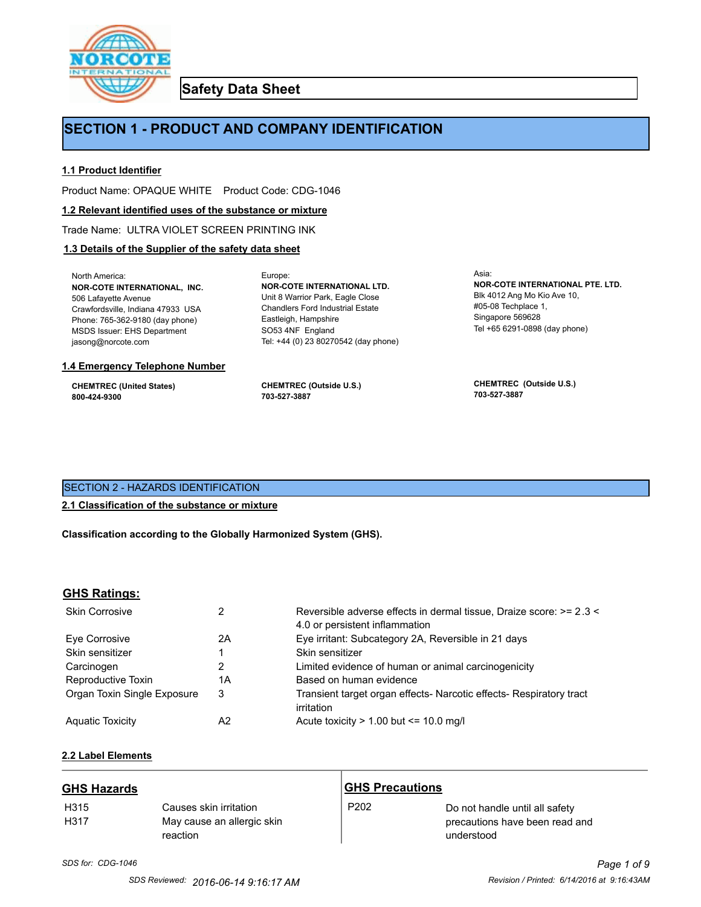# Safety Data Sheet

## SECTION 1 - PRODUCT AND COMPANY IDENTIFICATION

### 1.1 Product Identifier

Product Name: OPAQUE WHITE    Product Code: CDG-1046

### 1.2 Relevant identified uses of the substance or mixture

Trade Name: ULTRA VIOLET SCREEN PRINTING INK

### 1.3 Details of the Supplier of the safety data sheet

North America:
**NOR-COTE INTERNATIONAL, INC.**
506 Lafayette Avenue
Crawfordsville, Indiana 47933 USA
Phone: 765-362-9180 (day phone)
MSDS Issuer: EHS Department
jasong@norcote.com

Europe:
**NOR-COTE INTERNATIONAL LTD.**
Unit 8 Warrior Park, Eagle Close
Chandlers Ford Industrial Estate
Eastleigh, Hampshire
SO53 4NF England
Tel: +44 (0) 23 80270542 (day phone)

Asia:
**NOR-COTE INTERNATIONAL PTE. LTD.**
Blk 4012 Ang Mo Kio Ave 10,
#05-08 Techplace 1,
Singapore 569628
Tel +65 6291-0898 (day phone)

### 1.4 Emergency Telephone Number

**CHEMTREC (United States)**
**800-424-9300**

**CHEMTREC (Outside U.S.)**
**703-527-3887**

**CHEMTREC (Outside U.S.)**
**703-527-3887**

## SECTION 2 - HAZARDS IDENTIFICATION

### 2.1 Classification of the substance or mixture

**Classification according to the Globally Harmonized System (GHS).**

### GHS Ratings:

| | | |
|---|---|---|
| Skin Corrosive | 2 | Reversible adverse effects in dermal tissue, Draize score: >= 2.3 < 4.0 or persistent inflammation |
| Eye Corrosive | 2A | Eye irritant: Subcategory 2A, Reversible in 21 days |
| Skin sensitizer | 1 | Skin sensitizer |
| Carcinogen | 2 | Limited evidence of human or animal carcinogenicity |
| Reproductive Toxin | 1A | Based on human evidence |
| Organ Toxin Single Exposure | 3 | Transient target organ effects- Narcotic effects- Respiratory tract irritation |
| Aquatic Toxicity | A2 | Acute toxicity > 1.00 but <= 10.0 mg/l |

### 2.2 Label Elements

**GHS Hazards**

| | |
|---|---|
| H315 | Causes skin irritation |
| H317 | May cause an allergic skin reaction |

**GHS Precautions**

| | |
|---|---|
| P202 | Do not handle until all safety precautions have been read and understood |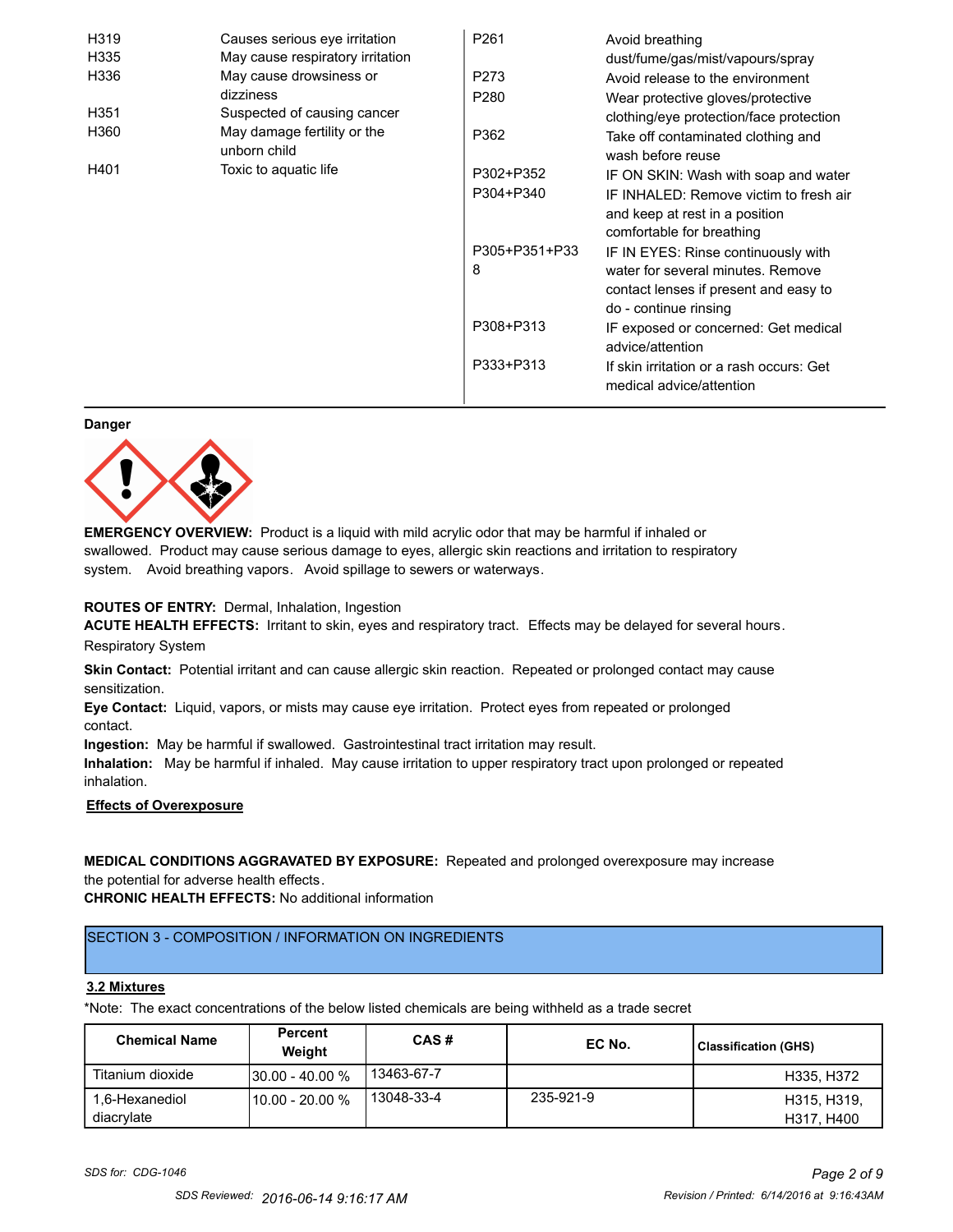| | | | |
|---|---|---|---|
| H319 | Causes serious eye irritation | P261 | Avoid breathing dust/fume/gas/mist/vapours/spray |
| H335 | May cause respiratory irritation | P273 | Avoid release to the environment |
| H336 | May cause drowsiness or dizziness | P280 | Wear protective gloves/protective clothing/eye protection/face protection |
| H351 | Suspected of causing cancer | P362 | Take off contaminated clothing and wash before reuse |
| H360 | May damage fertility or the unborn child | P302+P352 | IF ON SKIN: Wash with soap and water |
| H401 | Toxic to aquatic life | P304+P340 | IF INHALED: Remove victim to fresh air and keep at rest in a position comfortable for breathing |
| | | P305+P351+P338 | IF IN EYES: Rinse continuously with water for several minutes. Remove contact lenses if present and easy to do - continue rinsing |
| | | P308+P313 | IF exposed or concerned: Get medical advice/attention |
| | | P333+P313 | If skin irritation or a rash occurs: Get medical advice/attention |

**Danger**

**EMERGENCY OVERVIEW:** Product is a liquid with mild acrylic odor that may be harmful if inhaled or swallowed. Product may cause serious damage to eyes, allergic skin reactions and irritation to respiratory system. Avoid breathing vapors. Avoid spillage to sewers or waterways.

**ROUTES OF ENTRY:** Dermal, Inhalation, Ingestion

**ACUTE HEALTH EFFECTS:** Irritant to skin, eyes and respiratory tract. Effects may be delayed for several hours.

Respiratory System

**Skin Contact:** Potential irritant and can cause allergic skin reaction. Repeated or prolonged contact may cause sensitization.

**Eye Contact:** Liquid, vapors, or mists may cause eye irritation. Protect eyes from repeated or prolonged contact.

**Ingestion:** May be harmful if swallowed. Gastrointestinal tract irritation may result.

**Inhalation:** May be harmful if inhaled. May cause irritation to upper respiratory tract upon prolonged or repeated inhalation.

**Effects of Overexposure**

**MEDICAL CONDITIONS AGGRAVATED BY EXPOSURE:** Repeated and prolonged overexposure may increase the potential for adverse health effects.

**CHRONIC HEALTH EFFECTS:** No additional information

## SECTION 3 - COMPOSITION / INFORMATION ON INGREDIENTS

**3.2 Mixtures**

*Note: The exact concentrations of the below listed chemicals are being withheld as a trade secret

| Chemical Name | Percent Weight | CAS # | EC No. | Classification (GHS) |
|---|---|---|---|---|
| Titanium dioxide | 30.00 - 40.00 % | 13463-67-7 | | H335, H372 |
| 1,6-Hexanediol diacrylate | 10.00 - 20.00 % | 13048-33-4 | 235-921-9 | H315, H319, H317, H400 |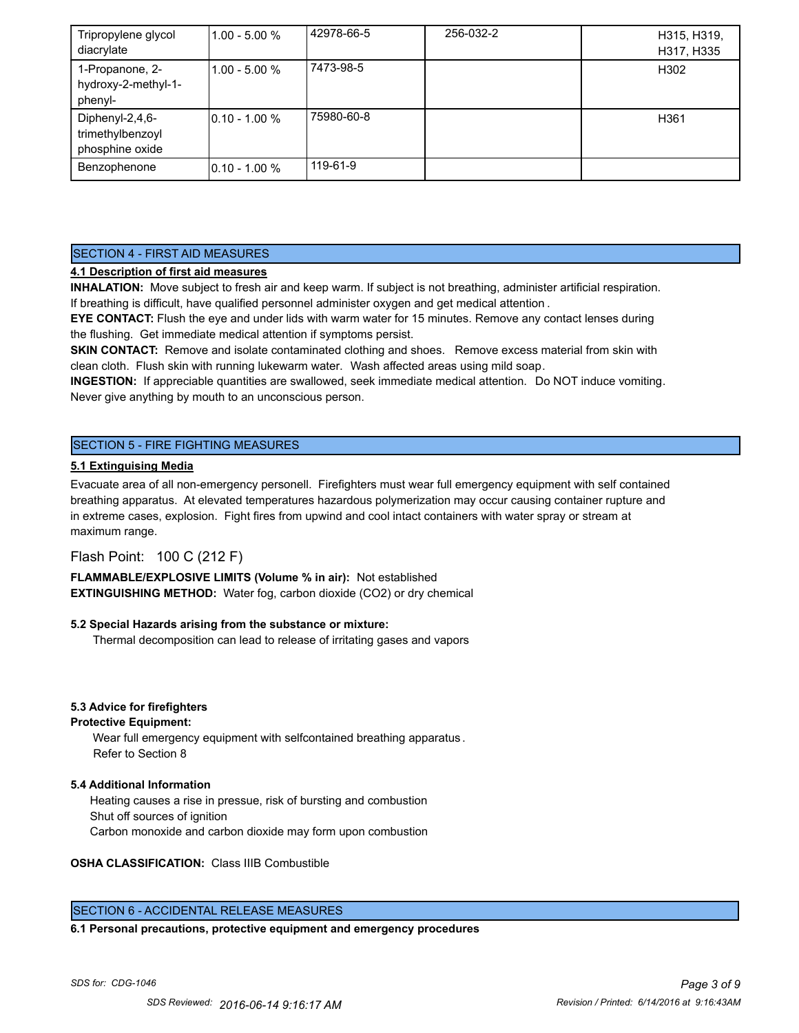| Tripropylene glycol diacrylate | 1.00 - 5.00 % | 42978-66-5 | 256-032-2 | H315, H319, H317, H335 |
|---|---|---|---|---|
| 1-Propanone, 2-hydroxy-2-methyl-1-phenyl- | 1.00 - 5.00 % | 7473-98-5 | | H302 |
| Diphenyl-2,4,6-trimethylbenzoyl phosphine oxide | 0.10 - 1.00 % | 75980-60-8 | | H361 |
| Benzophenone | 0.10 - 1.00 % | 119-61-9 | | |

## SECTION 4 - FIRST AID MEASURES

**4.1 Description of first aid measures**

**INHALATION:** Move subject to fresh air and keep warm. If subject is not breathing, administer artificial respiration. If breathing is difficult, have qualified personnel administer oxygen and get medical attention.

**EYE CONTACT:** Flush the eye and under lids with warm water for 15 minutes. Remove any contact lenses during the flushing. Get immediate medical attention if symptoms persist.

**SKIN CONTACT:** Remove and isolate contaminated clothing and shoes. Remove excess material from skin with clean cloth. Flush skin with running lukewarm water. Wash affected areas using mild soap.

**INGESTION:** If appreciable quantities are swallowed, seek immediate medical attention. Do NOT induce vomiting. Never give anything by mouth to an unconscious person.

## SECTION 5 - FIRE FIGHTING MEASURES

**5.1 Extinguising Media**

Evacuate area of all non-emergency personell. Firefighters must wear full emergency equipment with self contained breathing apparatus. At elevated temperatures hazardous polymerization may occur causing container rupture and in extreme cases, explosion. Fight fires from upwind and cool intact containers with water spray or stream at maximum range.

Flash Point: 100 C (212 F)

**FLAMMABLE/EXPLOSIVE LIMITS (Volume % in air):** Not established

**EXTINGUISHING METHOD:** Water fog, carbon dioxide ($CO_2$) or dry chemical

**5.2 Special Hazards arising from the substance or mixture:**

Thermal decomposition can lead to release of irritating gases and vapors

**5.3 Advice for firefighters**

**Protective Equipment:**

Wear full emergency equipment with selfcontained breathing apparatus.
Refer to Section 8

**5.4 Additional Information**

Heating causes a rise in pressue, risk of bursting and combustion
Shut off sources of ignition
Carbon monoxide and carbon dioxide may form upon combustion

**OSHA CLASSIFICATION:** Class IIIB Combustible

## SECTION 6 - ACCIDENTAL RELEASE MEASURES

**6.1 Personal precautions, protective equipment and emergency procedures**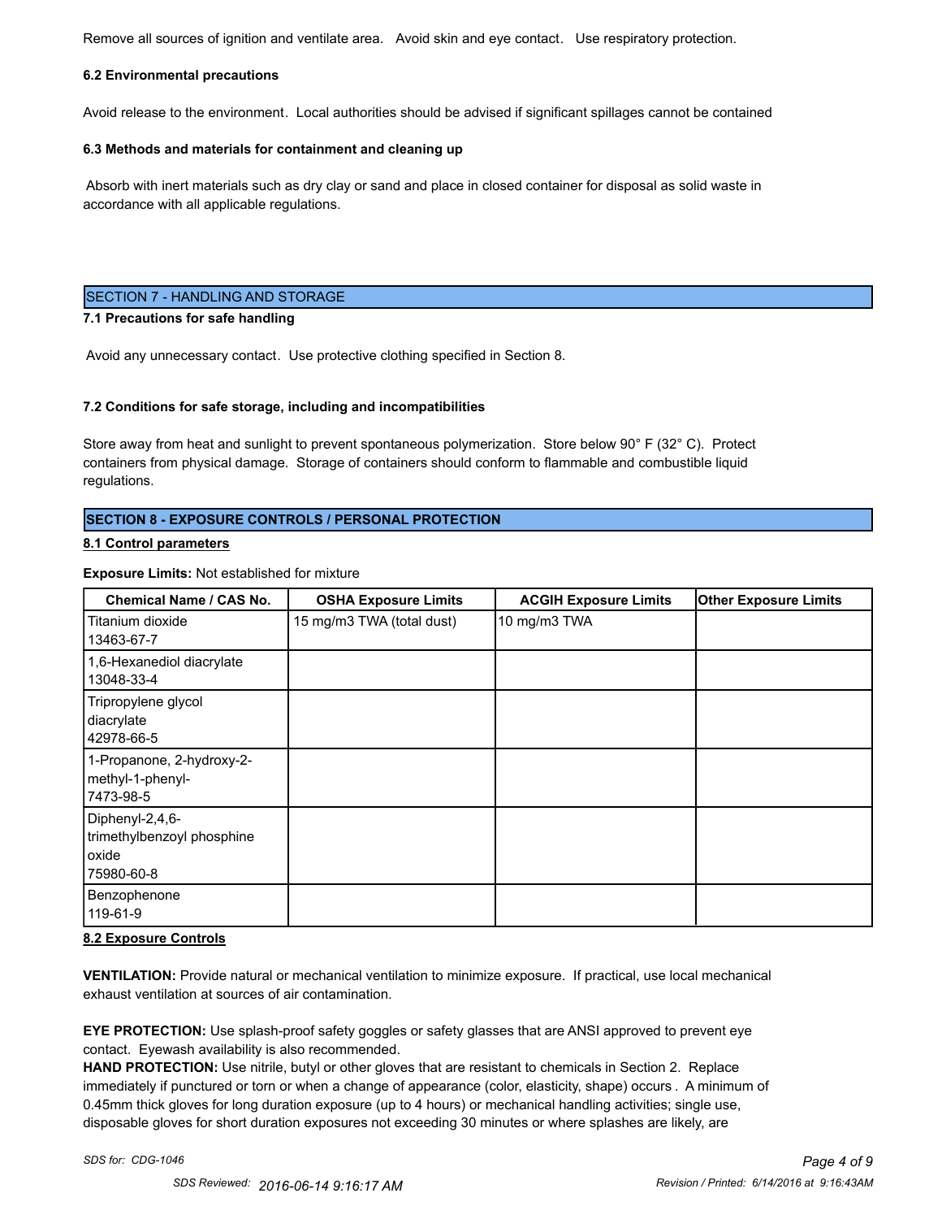Remove all sources of ignition and ventilate area. Avoid skin and eye contact. Use respiratory protection.

**6.2 Environmental precautions**

Avoid release to the environment. Local authorities should be advised if significant spillages cannot be contained

**6.3 Methods and materials for containment and cleaning up**

Absorb with inert materials such as dry clay or sand and place in closed container for disposal as solid waste in accordance with all applicable regulations.

## SECTION 7 - HANDLING AND STORAGE

**7.1 Precautions for safe handling**

Avoid any unnecessary contact. Use protective clothing specified in Section 8.

**7.2 Conditions for safe storage, including and incompatibilities**

Store away from heat and sunlight to prevent spontaneous polymerization. Store below 90° F (32° C). Protect containers from physical damage. Storage of containers should conform to flammable and combustible liquid regulations.

## SECTION 8 - EXPOSURE CONTROLS / PERSONAL PROTECTION

**8.1 Control parameters**

**Exposure Limits:** Not established for mixture

| Chemical Name / CAS No. | OSHA Exposure Limits | ACGIH Exposure Limits | Other Exposure Limits |
|---|---|---|---|
| Titanium dioxide 13463-67-7 | 15 mg/m3 TWA (total dust) | 10 mg/m3 TWA | |
| 1,6-Hexanediol diacrylate 13048-33-4 | | | |
| Tripropylene glycol diacrylate 42978-66-5 | | | |
| 1-Propanone, 2-hydroxy-2-methyl-1-phenyl- 7473-98-5 | | | |
| Diphenyl-2,4,6-trimethylbenzoyl phosphine oxide 75980-60-8 | | | |
| Benzophenone 119-61-9 | | | |

**8.2 Exposure Controls**

**VENTILATION:** Provide natural or mechanical ventilation to minimize exposure. If practical, use local mechanical exhaust ventilation at sources of air contamination.

**EYE PROTECTION:** Use splash-proof safety goggles or safety glasses that are ANSI approved to prevent eye contact. Eyewash availability is also recommended.

**HAND PROTECTION:** Use nitrile, butyl or other gloves that are resistant to chemicals in Section 2. Replace immediately if punctured or torn or when a change of appearance (color, elasticity, shape) occurs . A minimum of 0.45mm thick gloves for long duration exposure (up to 4 hours) or mechanical handling activities; single use, disposable gloves for short duration exposures not exceeding 30 minutes or where splashes are likely, are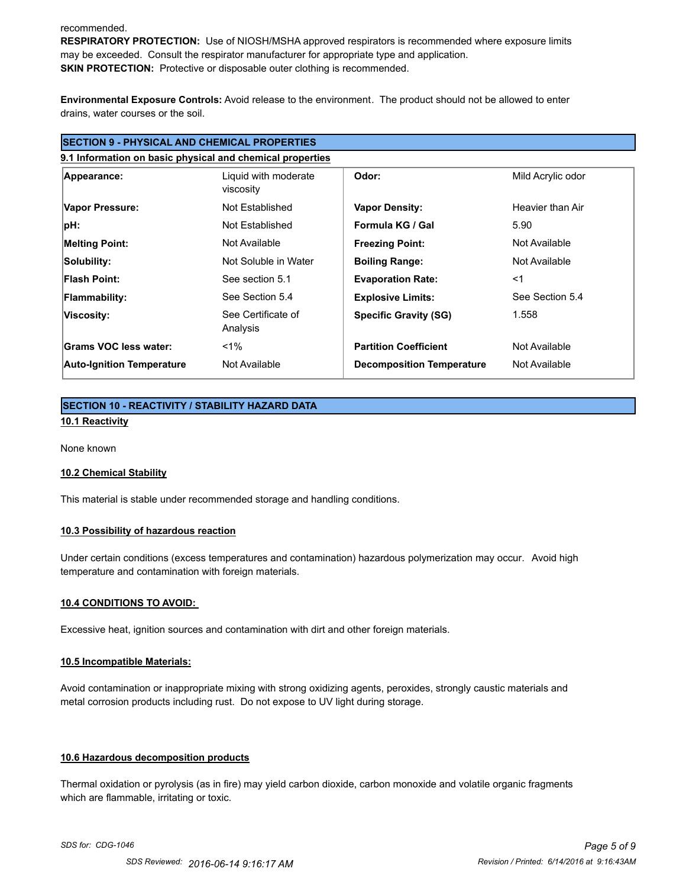recommended.

**RESPIRATORY PROTECTION:** Use of NIOSH/MSHA approved respirators is recommended where exposure limits may be exceeded. Consult the respirator manufacturer for appropriate type and application.

**SKIN PROTECTION:** Protective or disposable outer clothing is recommended.

**Environmental Exposure Controls:** Avoid release to the environment. The product should not be allowed to enter drains, water courses or the soil.

## SECTION 9 - PHYSICAL AND CHEMICAL PROPERTIES

### 9.1 Information on basic physical and chemical properties

| | | | |
|---|---|---|---|
| **Appearance:** | Liquid with moderate viscosity | **Odor:** | Mild Acrylic odor |
| **Vapor Pressure:** | Not Established | **Vapor Density:** | Heavier than Air |
| **pH:** | Not Established | **Formula KG / Gal** | 5.90 |
| **Melting Point:** | Not Available | **Freezing Point:** | Not Available |
| **Solubility:** | Not Soluble in Water | **Boiling Range:** | Not Available |
| **Flash Point:** | See section 5.1 | **Evaporation Rate:** | <1 |
| **Flammability:** | See Section 5.4 | **Explosive Limits:** | See Section 5.4 |
| **Viscosity:** | See Certificate of Analysis | **Specific Gravity (SG)** | 1.558 |
| **Grams VOC less water:** | <1% | **Partition Coefficient** | Not Available |
| **Auto-Ignition Temperature** | Not Available | **Decomposition Temperature** | Not Available |

## SECTION 10 - REACTIVITY / STABILITY HAZARD DATA

### 10.1 Reactivity

None known

### 10.2 Chemical Stability

This material is stable under recommended storage and handling conditions.

### 10.3 Possibility of hazardous reaction

Under certain conditions (excess temperatures and contamination) hazardous polymerization may occur. Avoid high temperature and contamination with foreign materials.

### 10.4 CONDITIONS TO AVOID:

Excessive heat, ignition sources and contamination with dirt and other foreign materials.

### 10.5 Incompatible Materials:

Avoid contamination or inappropriate mixing with strong oxidizing agents, peroxides, strongly caustic materials and metal corrosion products including rust. Do not expose to UV light during storage.

### 10.6 Hazardous decomposition products

Thermal oxidation or pyrolysis (as in fire) may yield carbon dioxide, carbon monoxide and volatile organic fragments which are flammable, irritating or toxic.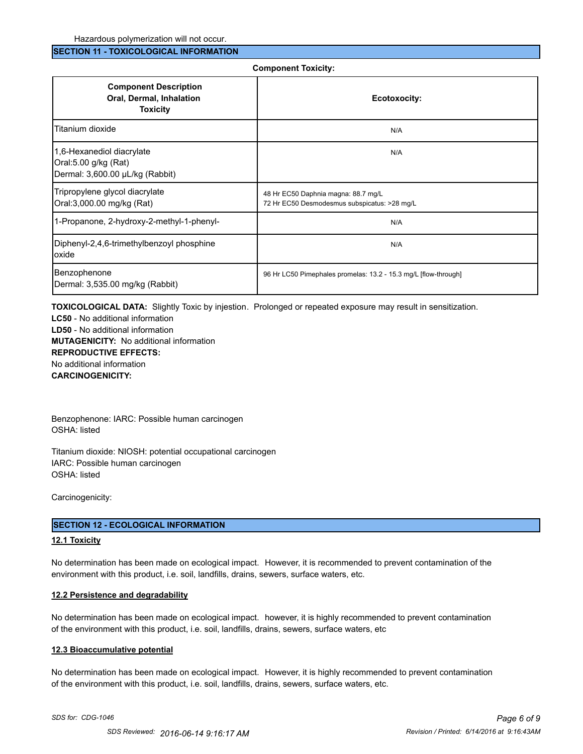Hazardous polymerization will not occur.

## SECTION 11 - TOXICOLOGICAL INFORMATION

**Component Toxicity:**

| **Component Description Oral, Dermal, Inhalation Toxicity** | **Ecotoxocity:** |
|---|---|
| Titanium dioxide | N/A |
| 1,6-Hexanediol diacrylate<br>Oral:5.00 g/kg (Rat)<br>Dermal: 3,600.00 µL/kg (Rabbit) | N/A |
| Tripropylene glycol diacrylate<br>Oral:3,000.00 mg/kg (Rat) | 48 Hr EC50 Daphnia magna: 88.7 mg/L<br>72 Hr EC50 Desmodesmus subspicatus: >28 mg/L |
| 1-Propanone, 2-hydroxy-2-methyl-1-phenyl- | N/A |
| Diphenyl-2,4,6-trimethylbenzoyl phosphine oxide | N/A |
| Benzophenone<br>Dermal: 3,535.00 mg/kg (Rabbit) | 96 Hr LC50 Pimephales promelas: 13.2 - 15.3 mg/L [flow-through] |

**TOXICOLOGICAL DATA:** Slightly Toxic by injestion. Prolonged or repeated exposure may result in sensitization.
**LC50** - No additional information
**LD50** - No additional information
**MUTAGENICITY:** No additional information
**REPRODUCTIVE EFFECTS:**
No additional information
**CARCINOGENICITY:**

Benzophenone: IARC: Possible human carcinogen
OSHA: listed

Titanium dioxide: NIOSH: potential occupational carcinogen
IARC: Possible human carcinogen
OSHA: listed

Carcinogenicity:

## SECTION 12 - ECOLOGICAL INFORMATION

### 12.1 Toxicity

No determination has been made on ecological impact. However, it is recommended to prevent contamination of the environment with this product, i.e. soil, landfills, drains, sewers, surface waters, etc.

### 12.2 Persistence and degradability

No determination has been made on ecological impact. however, it is highly recommended to prevent contamination of the environment with this product, i.e. soil, landfills, drains, sewers, surface waters, etc

### 12.3 Bioaccumulative potential

No determination has been made on ecological impact. However, it is highly recommended to prevent contamination of the environment with this product, i.e. soil, landfills, drains, sewers, surface waters, etc.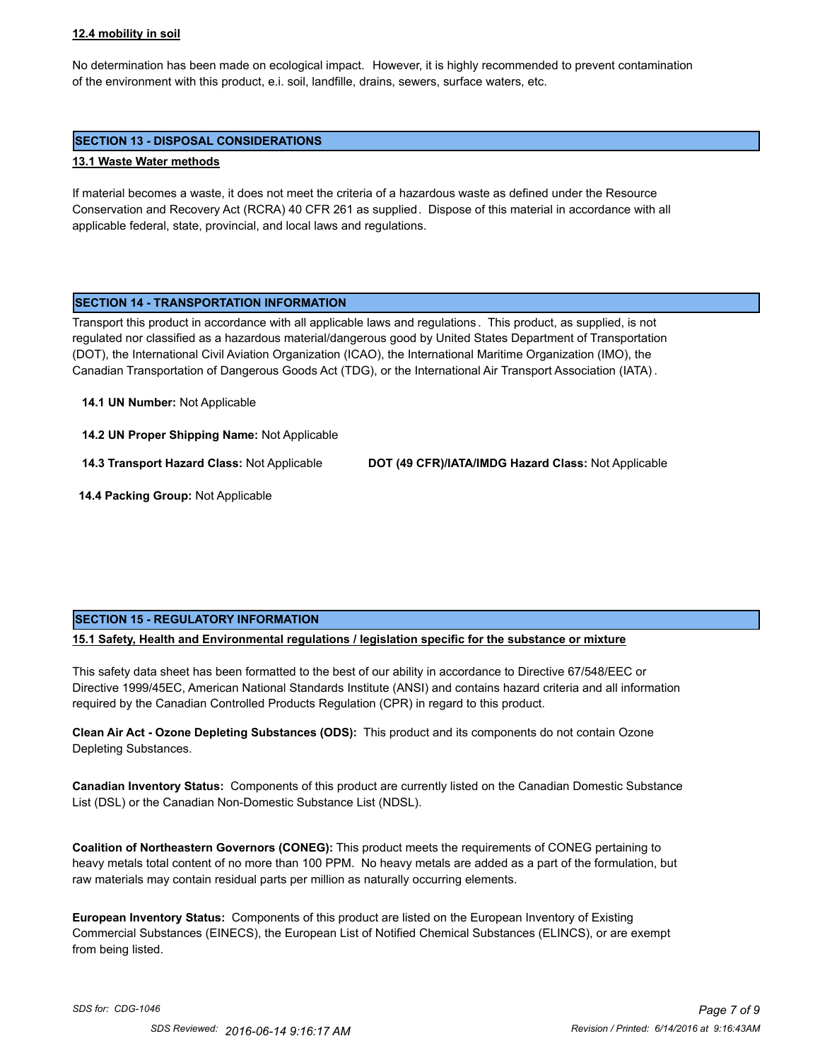### 12.4 mobility in soil

No determination has been made on ecological impact. However, it is highly recommended to prevent contamination of the environment with this product, e.i. soil, landfille, drains, sewers, surface waters, etc.

## SECTION 13 - DISPOSAL CONSIDERATIONS

### 13.1 Waste Water methods

If material becomes a waste, it does not meet the criteria of a hazardous waste as defined under the Resource Conservation and Recovery Act (RCRA) 40 CFR 261 as supplied. Dispose of this material in accordance with all applicable federal, state, provincial, and local laws and regulations.

## SECTION 14 - TRANSPORTATION INFORMATION

Transport this product in accordance with all applicable laws and regulations. This product, as supplied, is not regulated nor classified as a hazardous material/dangerous good by United States Department of Transportation (DOT), the International Civil Aviation Organization (ICAO), the International Maritime Organization (IMO), the Canadian Transportation of Dangerous Goods Act (TDG), or the International Air Transport Association (IATA).

**14.1 UN Number:** Not Applicable

**14.2 UN Proper Shipping Name:** Not Applicable

**14.3 Transport Hazard Class:** Not Applicable **DOT (49 CFR)/IATA/IMDG Hazard Class:** Not Applicable

**14.4 Packing Group:** Not Applicable

## SECTION 15 - REGULATORY INFORMATION

### 15.1 Safety, Health and Environmental regulations / legislation specific for the substance or mixture

This safety data sheet has been formatted to the best of our ability in accordance to Directive 67/548/EEC or Directive 1999/45EC, American National Standards Institute (ANSI) and contains hazard criteria and all information required by the Canadian Controlled Products Regulation (CPR) in regard to this product.

**Clean Air Act - Ozone Depleting Substances (ODS):** This product and its components do not contain Ozone Depleting Substances.

**Canadian Inventory Status:** Components of this product are currently listed on the Canadian Domestic Substance List (DSL) or the Canadian Non-Domestic Substance List (NDSL).

**Coalition of Northeastern Governors (CONEG):** This product meets the requirements of CONEG pertaining to heavy metals total content of no more than 100 PPM. No heavy metals are added as a part of the formulation, but raw materials may contain residual parts per million as naturally occurring elements.

**European Inventory Status:** Components of this product are listed on the European Inventory of Existing Commercial Substances (EINECS), the European List of Notified Chemical Substances (ELINCS), or are exempt from being listed.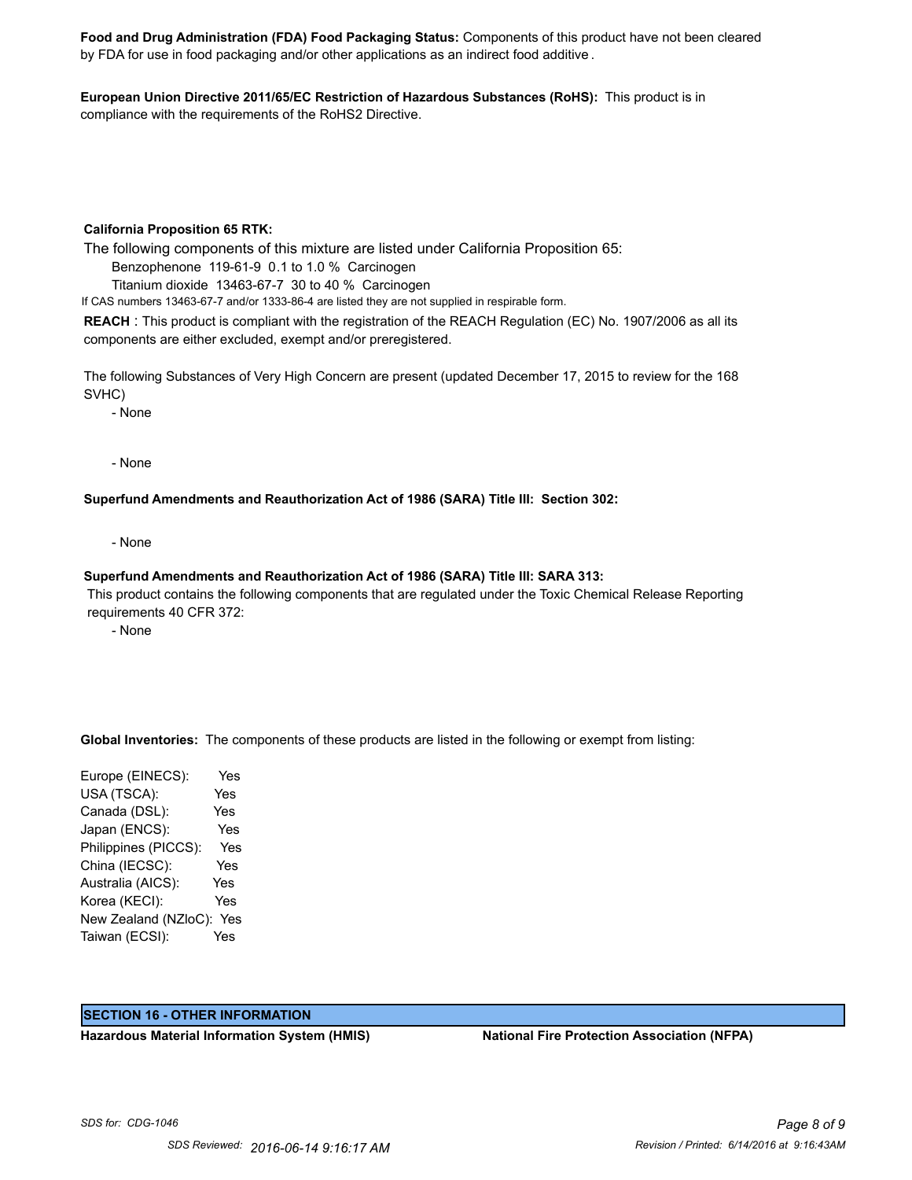**Food and Drug Administration (FDA) Food Packaging Status:** Components of this product have not been cleared by FDA for use in food packaging and/or other applications as an indirect food additive.

**European Union Directive 2011/65/EC Restriction of Hazardous Substances (RoHS):** This product is in compliance with the requirements of the RoHS2 Directive.

**California Proposition 65 RTK:**

The following components of this mixture are listed under California Proposition 65:

Benzophenone 119-61-9 0.1 to 1.0 % Carcinogen

Titanium dioxide 13463-67-7 30 to 40 % Carcinogen

If CAS numbers 13463-67-7 and/or 1333-86-4 are listed they are not supplied in respirable form.

**REACH** : This product is compliant with the registration of the REACH Regulation (EC) No. 1907/2006 as all its components are either excluded, exempt and/or preregistered.

The following Substances of Very High Concern are present (updated December 17, 2015 to review for the 168 SVHC)

- None

- None

**Superfund Amendments and Reauthorization Act of 1986 (SARA) Title III: Section 302:**

- None

**Superfund Amendments and Reauthorization Act of 1986 (SARA) Title III: SARA 313:**

This product contains the following components that are regulated under the Toxic Chemical Release Reporting requirements 40 CFR 372:

- None

**Global Inventories:** The components of these products are listed in the following or exempt from listing:

| | |
|---|---|
| Europe (EINECS): | Yes |
| USA (TSCA): | Yes |
| Canada (DSL): | Yes |
| Japan (ENCS): | Yes |
| Philippines (PICCS): | Yes |
| China (IECSC): | Yes |
| Australia (AICS): | Yes |
| Korea (KECI): | Yes |
| New Zealand (NZloC): | Yes |
| Taiwan (ECSI): | Yes |

## SECTION 16 - OTHER INFORMATION

**Hazardous Material Information System (HMIS)**

**National Fire Protection Association (NFPA)**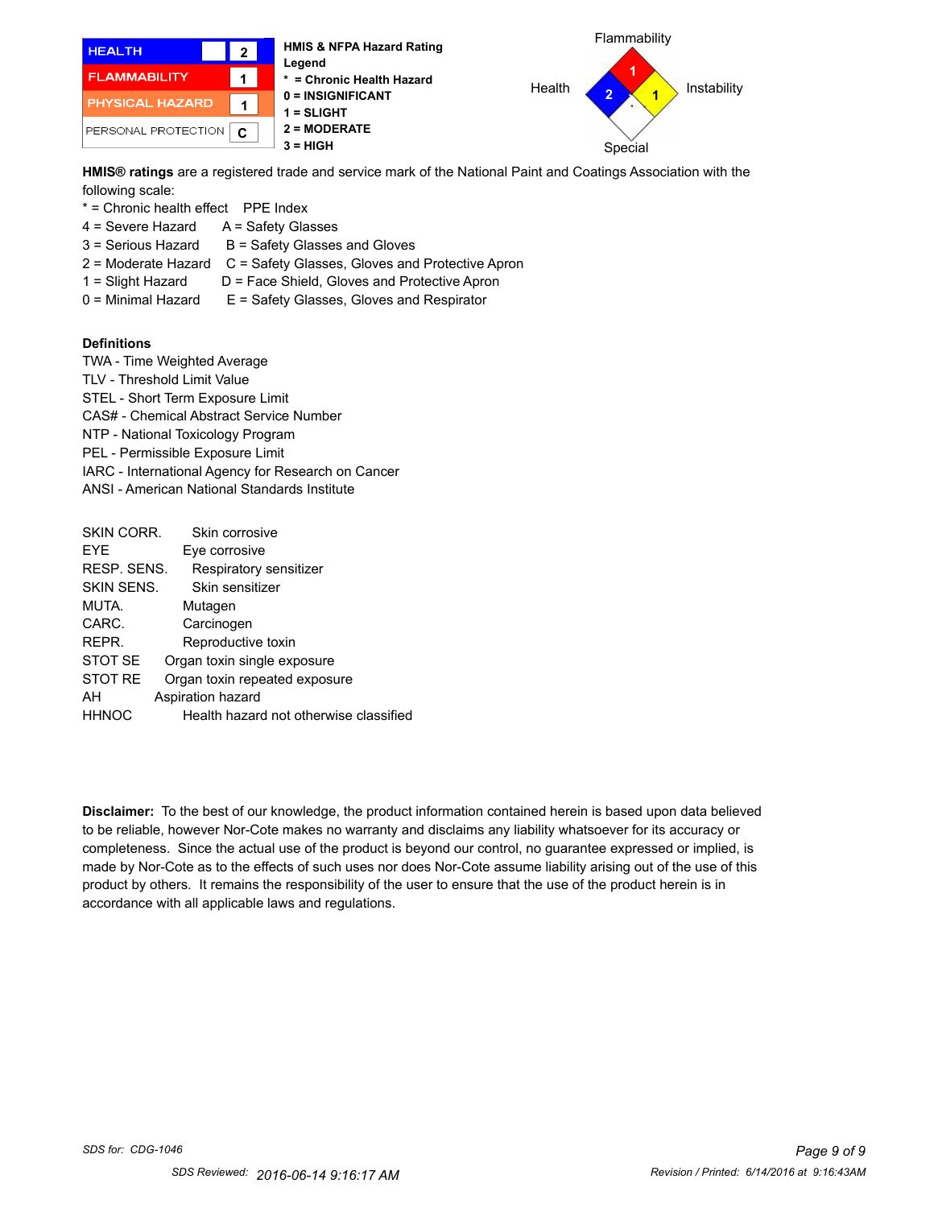| | | |
|---|---|---|
| HEALTH | | 2 |
| FLAMMABILITY | | 1 |
| PHYSICAL HAZARD | | 1 |
| PERSONAL PROTECTION | | C |

**HMIS & NFPA Hazard Rating Legend**
**\* = Chronic Health Hazard**
**0 = INSIGNIFICANT**
**1 = SLIGHT**
**2 = MODERATE**
**3 = HIGH**

Flammability
1
Health
2
Instability
1
Special

**HMIS® ratings** are a registered trade and service mark of the National Paint and Coatings Association with the following scale:

| | |
|---|---|
| * = Chronic health effect | PPE Index |
| 4 = Severe Hazard | A = Safety Glasses |
| 3 = Serious Hazard | B = Safety Glasses and Gloves |
| 2 = Moderate Hazard | C = Safety Glasses, Gloves and Protective Apron |
| 1 = Slight Hazard | D = Face Shield, Gloves and Protective Apron |
| 0 = Minimal Hazard | E = Safety Glasses, Gloves and Respirator |

**Definitions**

TWA - Time Weighted Average
TLV - Threshold Limit Value
STEL - Short Term Exposure Limit
CAS# - Chemical Abstract Service Number
NTP - National Toxicology Program
PEL - Permissible Exposure Limit
IARC - International Agency for Research on Cancer
ANSI - American National Standards Institute

| | |
|---|---|
| SKIN CORR. | Skin corrosive |
| EYE | Eye corrosive |
| RESP. SENS. | Respiratory sensitizer |
| SKIN SENS. | Skin sensitizer |
| MUTA. | Mutagen |
| CARC. | Carcinogen |
| REPR. | Reproductive toxin |
| STOT SE | Organ toxin single exposure |
| STOT RE | Organ toxin repeated exposure |
| AH | Aspiration hazard |
| HHNOC | Health hazard not otherwise classified |

**Disclaimer:** To the best of our knowledge, the product information contained herein is based upon data believed to be reliable, however Nor-Cote makes no warranty and disclaims any liability whatsoever for its accuracy or completeness. Since the actual use of the product is beyond our control, no guarantee expressed or implied, is made by Nor-Cote as to the effects of such uses nor does Nor-Cote assume liability arising out of the use of this product by others. It remains the responsibility of the user to ensure that the use of the product herein is in accordance with all applicable laws and regulations.